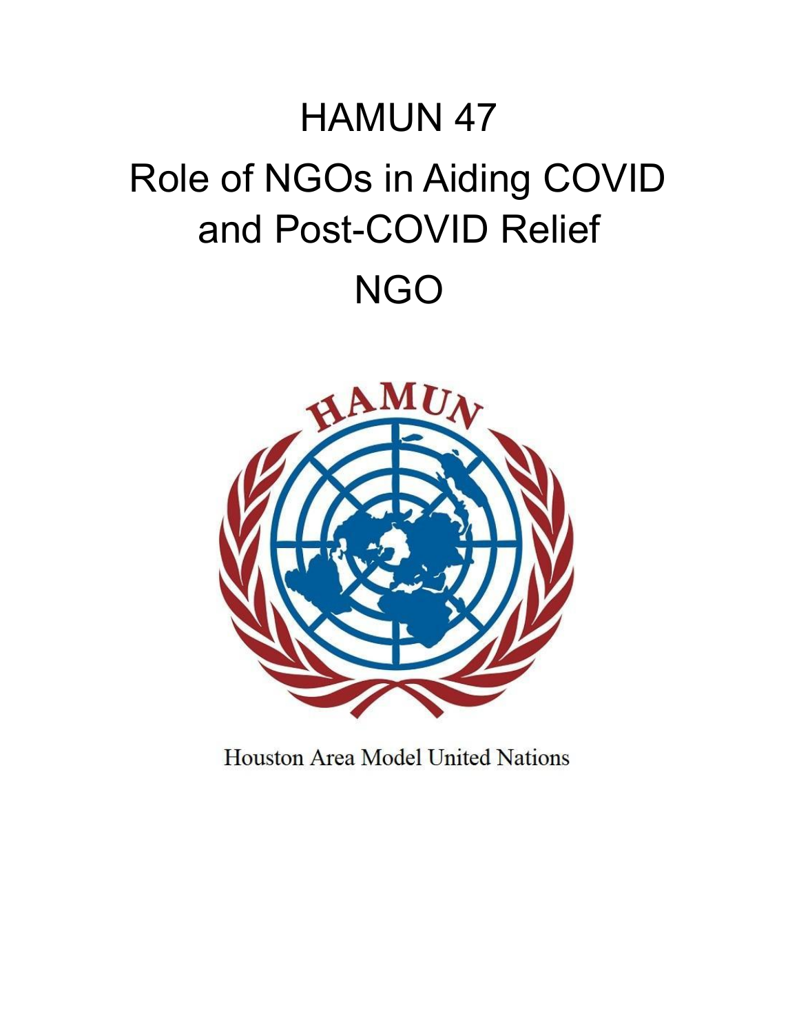# HAMUN 47

# Role of NGOs in Aiding COVID and Post-COVID Relief

# NGO

Houston Area Model United Nations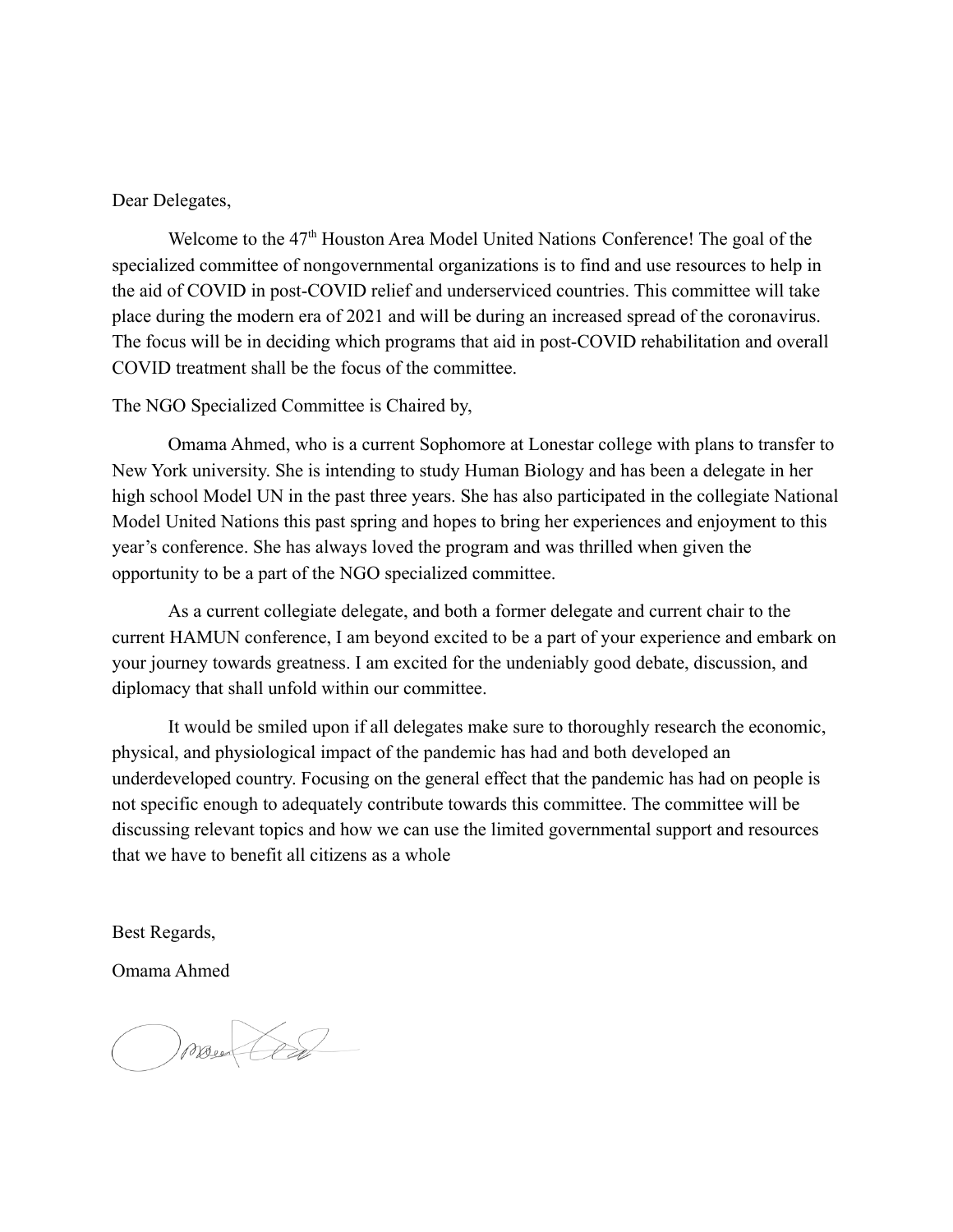Dear Delegates,

Welcome to the 47th Houston Area Model United Nations Conference! The goal of the specialized committee of nongovernmental organizations is to find and use resources to help in the aid of COVID in post-COVID relief and underserviced countries. This committee will take place during the modern era of 2021 and will be during an increased spread of the coronavirus. The focus will be in deciding which programs that aid in post-COVID rehabilitation and overall COVID treatment shall be the focus of the committee.

The NGO Specialized Committee is Chaired by,

Omama Ahmed, who is a current Sophomore at Lonestar college with plans to transfer to New York university. She is intending to study Human Biology and has been a delegate in her high school Model UN in the past three years. She has also participated in the collegiate National Model United Nations this past spring and hopes to bring her experiences and enjoyment to this year's conference. She has always loved the program and was thrilled when given the opportunity to be a part of the NGO specialized committee.

As a current collegiate delegate, and both a former delegate and current chair to the current HAMUN conference, I am beyond excited to be a part of your experience and embark on your journey towards greatness. I am excited for the undeniably good debate, discussion, and diplomacy that shall unfold within our committee.

It would be smiled upon if all delegates make sure to thoroughly research the economic, physical, and physiological impact of the pandemic has had and both developed an underdeveloped country. Focusing on the general effect that the pandemic has had on people is not specific enough to adequately contribute towards this committee. The committee will be discussing relevant topics and how we can use the limited governmental support and resources that we have to benefit all citizens as a whole

Best Regards,

Omama Ahmed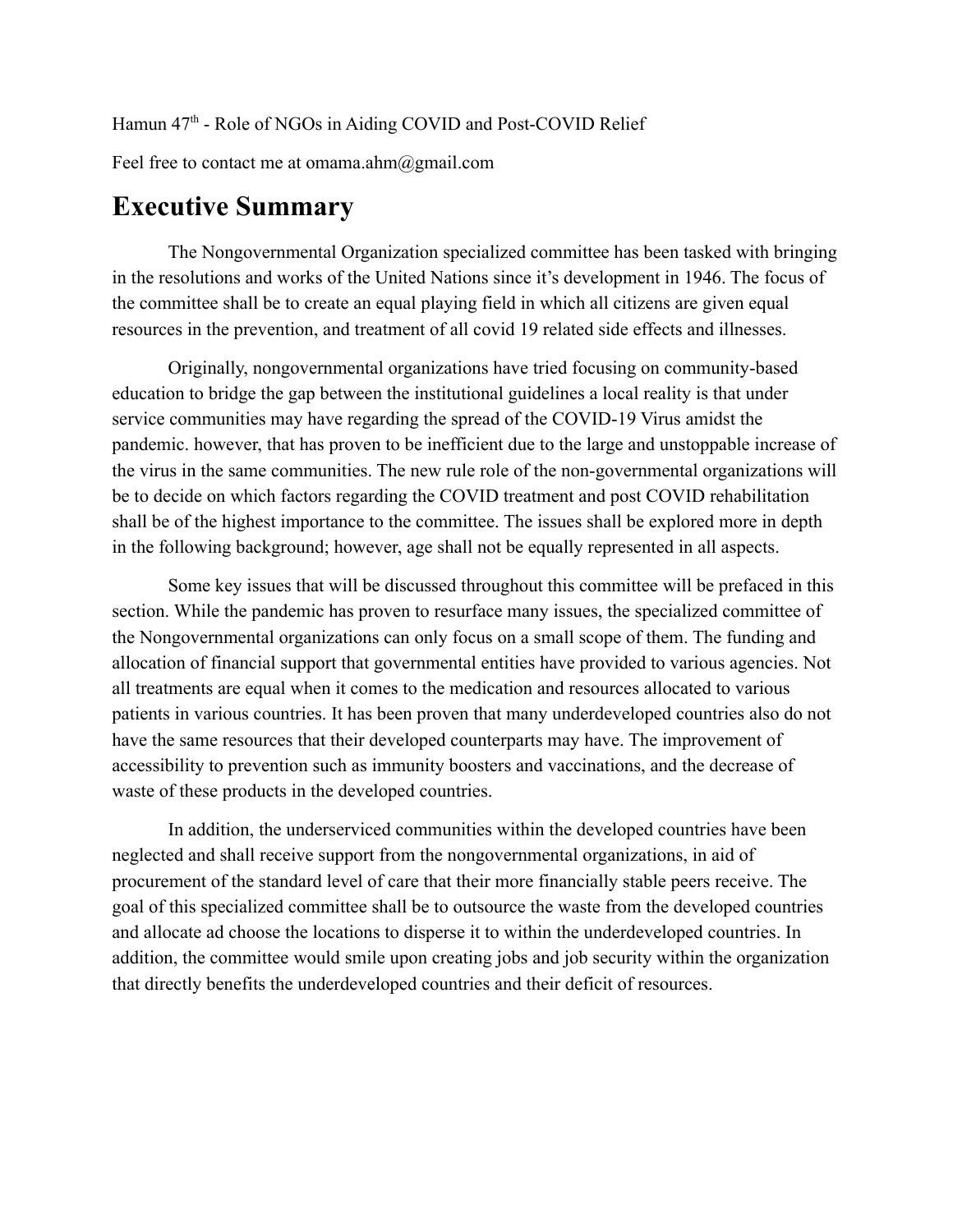Hamun 47th - Role of NGOs in Aiding COVID and Post-COVID Relief

Feel free to contact me at omama.ahm@gmail.com

# Executive Summary

The Nongovernmental Organization specialized committee has been tasked with bringing in the resolutions and works of the United Nations since it's development in 1946. The focus of the committee shall be to create an equal playing field in which all citizens are given equal resources in the prevention, and treatment of all covid 19 related side effects and illnesses.

Originally, nongovernmental organizations have tried focusing on community-based education to bridge the gap between the institutional guidelines a local reality is that under service communities may have regarding the spread of the COVID-19 Virus amidst the pandemic. however, that has proven to be inefficient due to the large and unstoppable increase of the virus in the same communities. The new rule role of the non-governmental organizations will be to decide on which factors regarding the COVID treatment and post COVID rehabilitation shall be of the highest importance to the committee. The issues shall be explored more in depth in the following background; however, age shall not be equally represented in all aspects.

Some key issues that will be discussed throughout this committee will be prefaced in this section. While the pandemic has proven to resurface many issues, the specialized committee of the Nongovernmental organizations can only focus on a small scope of them. The funding and allocation of financial support that governmental entities have provided to various agencies. Not all treatments are equal when it comes to the medication and resources allocated to various patients in various countries. It has been proven that many underdeveloped countries also do not have the same resources that their developed counterparts may have. The improvement of accessibility to prevention such as immunity boosters and vaccinations, and the decrease of waste of these products in the developed countries.

In addition, the underserviced communities within the developed countries have been neglected and shall receive support from the nongovernmental organizations, in aid of procurement of the standard level of care that their more financially stable peers receive. The goal of this specialized committee shall be to outsource the waste from the developed countries and allocate ad choose the locations to disperse it to within the underdeveloped countries. In addition, the committee would smile upon creating jobs and job security within the organization that directly benefits the underdeveloped countries and their deficit of resources.